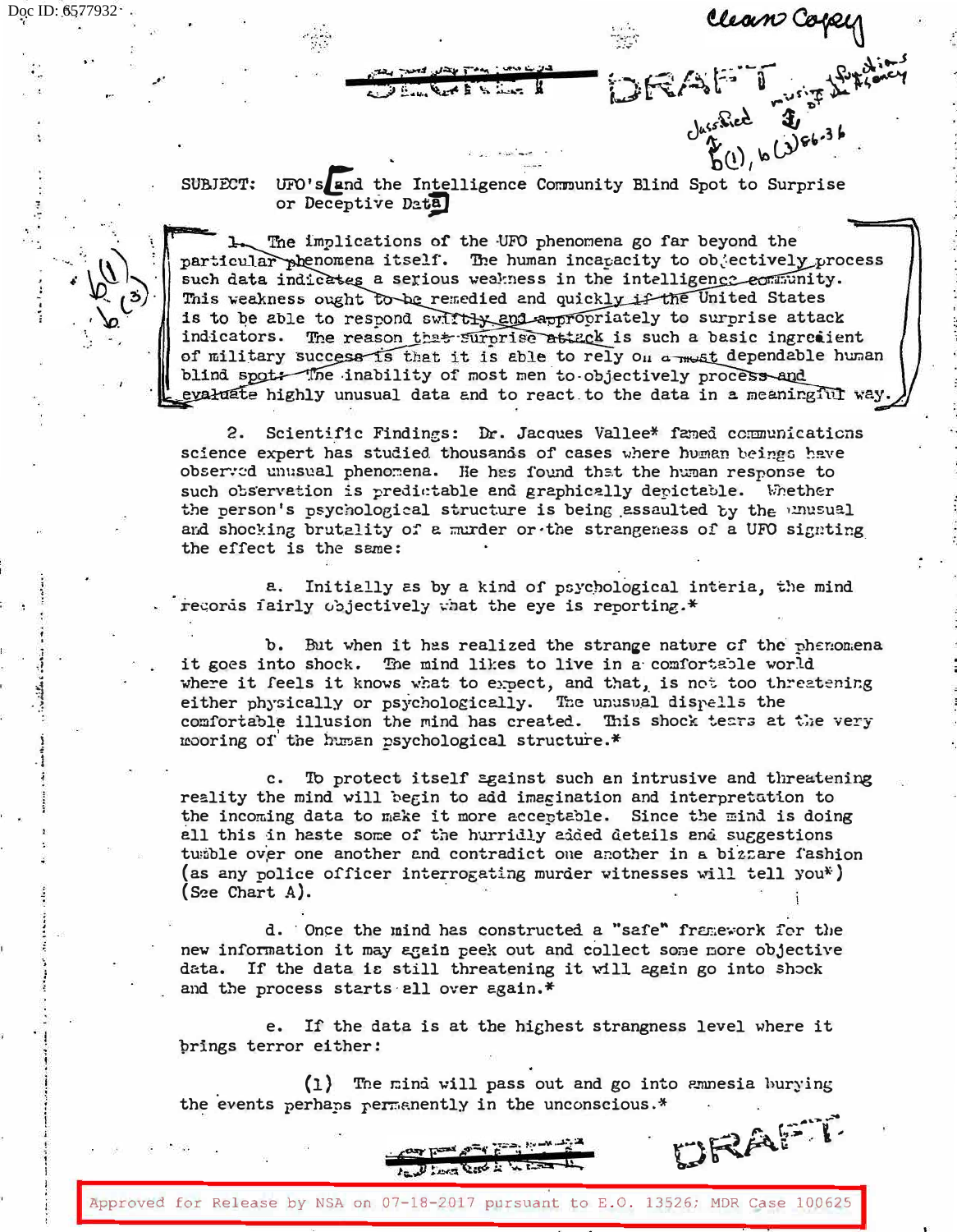SUBJECT: UFO's and the Intelligence Community Blind Spot to Surprise or Deceptive Data

1. The implications of the UFO phenomena go far beyond the particular phenomena itself. The human incapacity to objectively process such data indicates a serious weakness in the intelligence community. This weakness ought to be remedied and quickly if the United States is to be able to respond swiftly and appropriately to surprise attack indicators. The reason that surprise attack is such a basic ingredient of military success is that it is able to rely on a most dependable human blind spot: The inability of most men to objectively process and evaluate highly unusual data and to react to the data in a meaningful way.

2. Scientific Findings: Dr. Jacques Vallee* famed communications science expert has studied thousands of cases where human beings have observed unusual phenomena. He has found that the human response to such observation is predictable and graphically depictable. Whether the person's psychological structure is being assaulted by the unusual and shocking brutality of a murder or the strangeness of a UFO sighting the effect is the same:

a. Initially as by a kind of psychological interia, the mind records fairly objectively what the eye is reporting.*

b. But when it has realized the strange nature of the phenomena it goes into shock. The mind likes to live in a comfortable world where it feels it knows what to expect, and that, is not too threatening either physically or psychologically. The unusual dispells the comfortable illusion the mind has created. This shock tears at the very mooring of the human psychological structure.*

c. To protect itself against such an intrusive and threatening reality the mind will begin to add imagination and interpretation to the incoming data to make it more acceptable. Since the mind is doing all this in haste some of the hurridly added details and suggestions tumble over one another and contradict one another in a bizzare fashion (as any police officer interrogating murder witnesses will tell you*) (See Chart A).

d. Once the mind has constructed a "safe" framework for the new information it may again peek out and collect some more objective data. If the data is still threatening it will again go into shock and the process starts all over again.*

e. If the data is at the highest strangness level where it brings terror either:

(1) The mind will pass out and go into amnesia burying the events perhaps permanently in the unconscious.*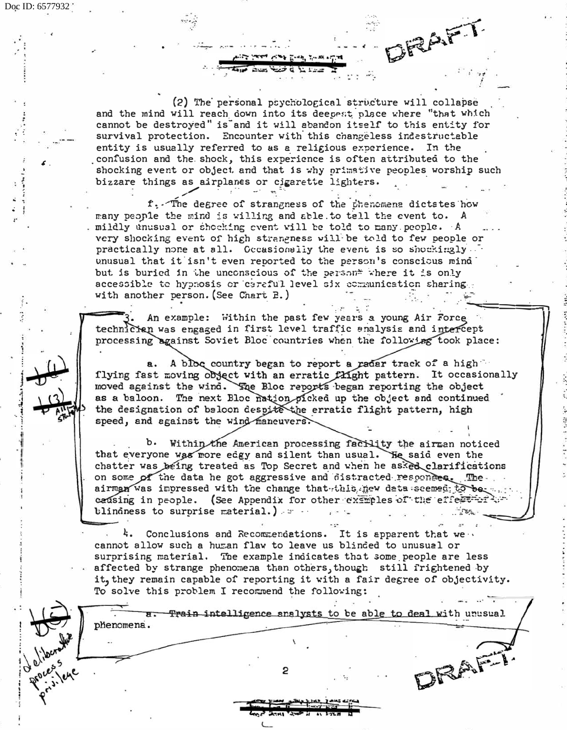DRAFT

(2) The personal psychological structure will collapse and the mind will reach down into its deepest place where "that which cannot be destroyed" is and it will abandon itself to this entity for survival protection. Encounter with this changeless indestructable entity is usually referred to as a religious experience. In the confusion and the shock, this experience is often attributed to the shocking event or object and that is why primative peoples worship such bizzare things as airplanes or cigarette lighters.

f. The degree of strangeness of the phenomena dictates how many people the mind is willing and able to tell the event to. A mildly unusual or shocking event will be told to many people. A very shocking event of high strangeness will be told to few people or practically none at all. Occasionally the event is so shockingly unusual that it isn't even reported to the person's conscious mind but is buried in the unconscious of the person where it is only accessible to hypnosis or careful level six communication sharing with another person. (See Chart B.)

3. An example: Within the past few years a young Air Force technician was engaged in first level traffic analysis and intercept processing against Soviet Bloc countries when the following took place:

a. A bloc country began to report a radar track of a high flying fast moving object with an erratic flight pattern. It occasionally moved against the wind. The Bloc reports began reporting the object as a baloon. The next Bloc nation picked up the object and continued the designation of baloon despite the erratic flight pattern, high speed, and against the wind maneuvers.

b. Within the American processing facility the airman noticed that everyone was more edgy and silent than usual. He said even the chatter was being treated as Top Secret and when he asked clarifications on some of the data he got aggressive and distracted responses. The airman was impressed with the change that this new data seemed to be causing in people. (See Appendix for other examples of the effect of blindness to surprise material.)

4. Conclusions and Recommendations. It is apparent that we cannot allow such a human flaw to leave us blinded to unusual or surprising material. The example indicates that some people are less affected by strange phenomena than others, though still frightened by it, they remain capable of reporting it with a fair degree of objectivity. To solve this problem I recommend the following:

a. ~~Train intelligence analysts to be able to deal with unusual phenomena.~~

b(1) b(3) All Stats

b(5) deliberative process privilege

DRAFT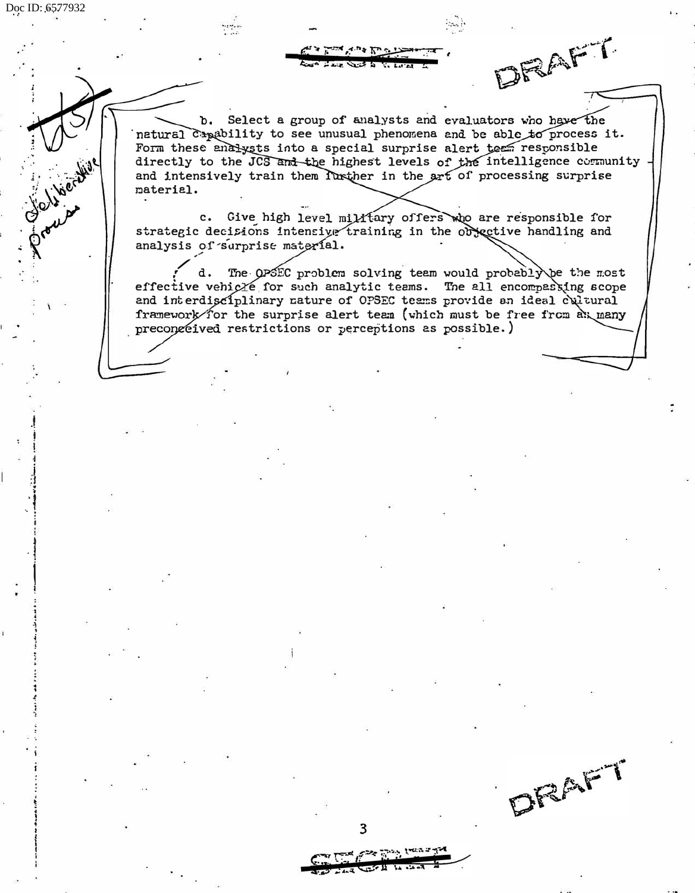b. Select a group of analysts and evaluators who have the natural capability to see unusual phenomena and be able to process it. Form these analysts into a special surprise alert team responsible directly to the JCS and the highest levels of the intelligence community and intensively train them further in the art of processing surprise material.

c. Give high level military offers who are responsible for strategic decisions intensive training in the objective handling and analysis of surprise material.

d. The OPSEC problem solving team would probably be the most effective vehicle for such analytic teams. The all encompassing scope and interdisciplinary nature of OPSEC teams provide an ideal cultural framework for the surprise alert team (which must be free from as many preconceived restrictions or perceptions as possible.)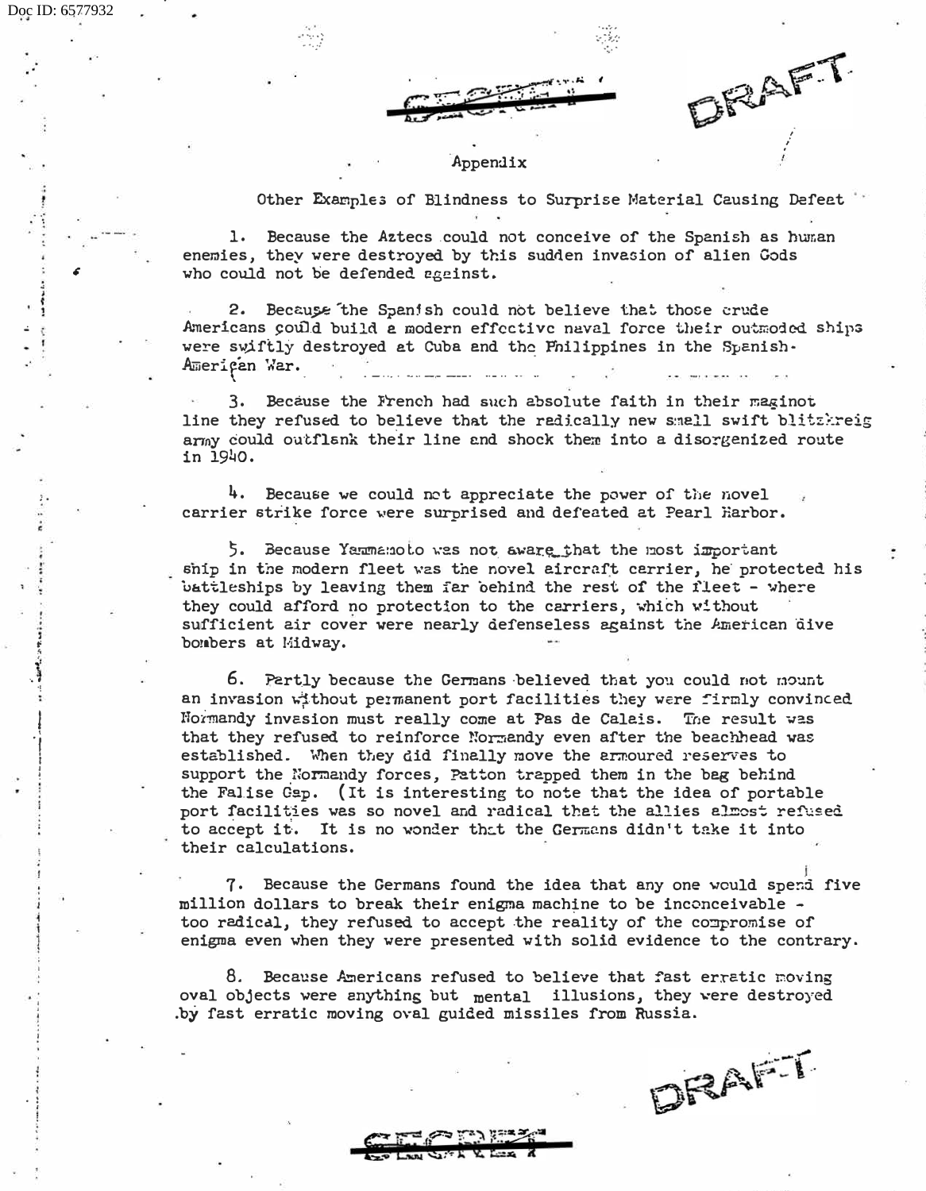SECRET DRAFT

Appendix

Other Examples of Blindness to Surprise Material Causing Defeat

1. Because the Aztecs could not conceive of the Spanish as human enemies, they were destroyed by this sudden invasion of alien Gods who could not be defended against.

2. Because the Spanish could not believe that those crude Americans could build a modern effective naval force their outmoded ships were swiftly destroyed at Cuba and the Philippines in the Spanish-American War.

3. Because the French had such absolute faith in their maginot line they refused to believe that the radically new small swift blitzkreig army could outflank their line and shock them into a disorganized route in 1940.

4. Because we could not appreciate the power of the novel carrier strike force were surprised and defeated at Pearl Harbor.

5. Because Yammamoto was not aware that the most important ship in the modern fleet was the novel aircraft carrier, he protected his battleships by leaving them far behind the rest of the fleet - where they could afford no protection to the carriers, which without sufficient air cover were nearly defenseless against the American dive bombers at Midway.

6. Partly because the Germans believed that you could not mount an invasion without permanent port facilities they were firmly convinced Normandy invasion must really come at Pas de Calais. The result was that they refused to reinforce Normandy even after the beachhead was established. When they did finally move the armoured reserves to support the Normandy forces, Patton trapped them in the bag behind the Falise Gap. (It is interesting to note that the idea of portable port facilities was so novel and radical that the allies almost refused to accept it. It is no wonder that the Germans didn't take it into their calculations.

7. Because the Germans found the idea that any one would spend five million dollars to break their enigma machine to be inconceivable - too radical, they refused to accept the reality of the compromise of enigma even when they were presented with solid evidence to the contrary.

8. Because Americans refused to believe that fast erratic moving oval objects were anything but mental illusions, they were destroyed by fast erratic moving oval guided missiles from Russia.

DRAFT

SECRET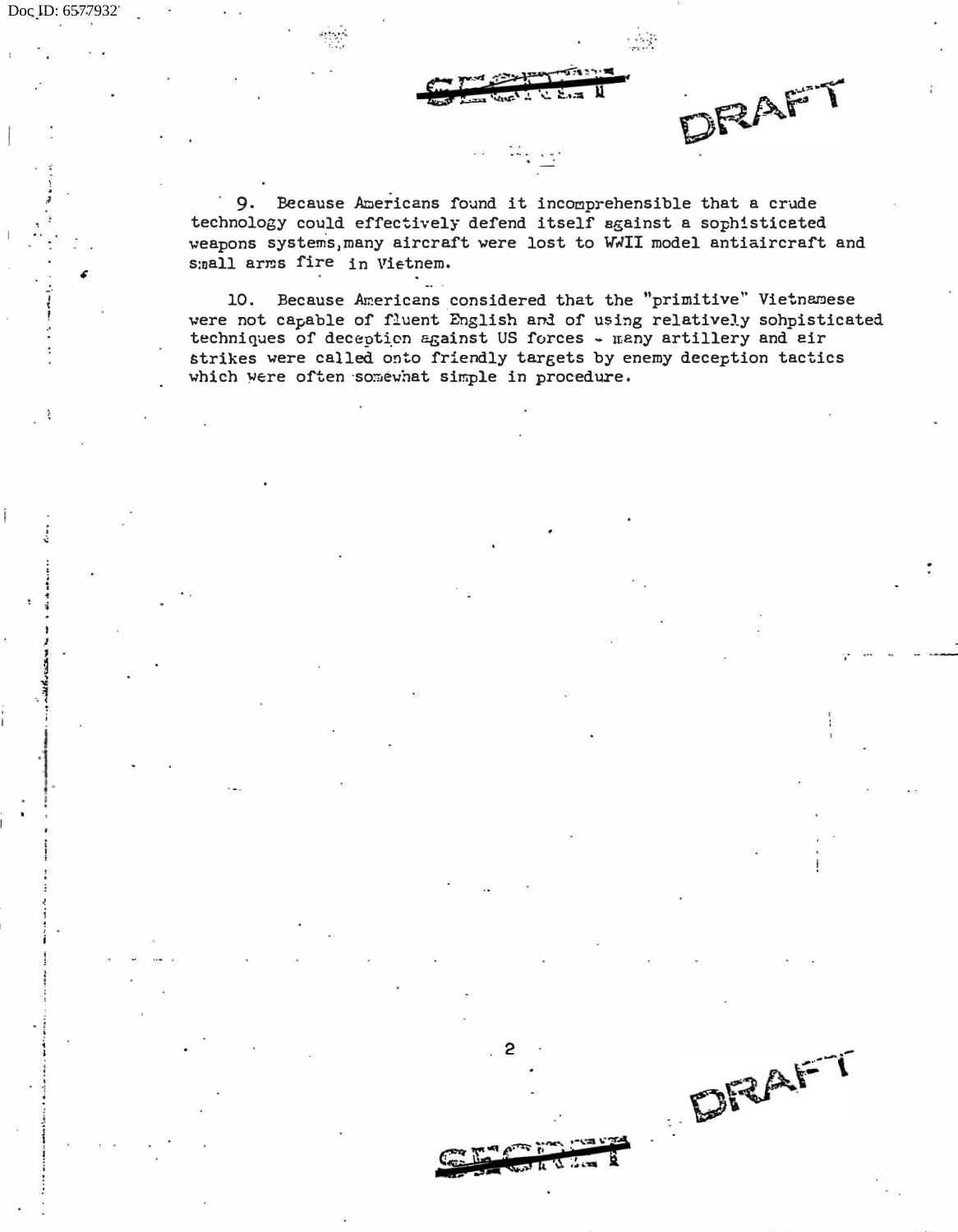SECRET

DRAFT

9. Because Americans found it incomprehensible that a crude technology could effectively defend itself against a sophisticated weapons systems, many aircraft were lost to WWII model antiaircraft and small arms fire in Vietnem.

10. Because Americans considered that the "primitive" Vietnamese were not capable of fluent English and of using relatively sohpisticated techniques of deception against US forces - many artillery and air strikes were called onto friendly targets by enemy deception tactics which were often somewhat simple in procedure.

DRAFT

SECRET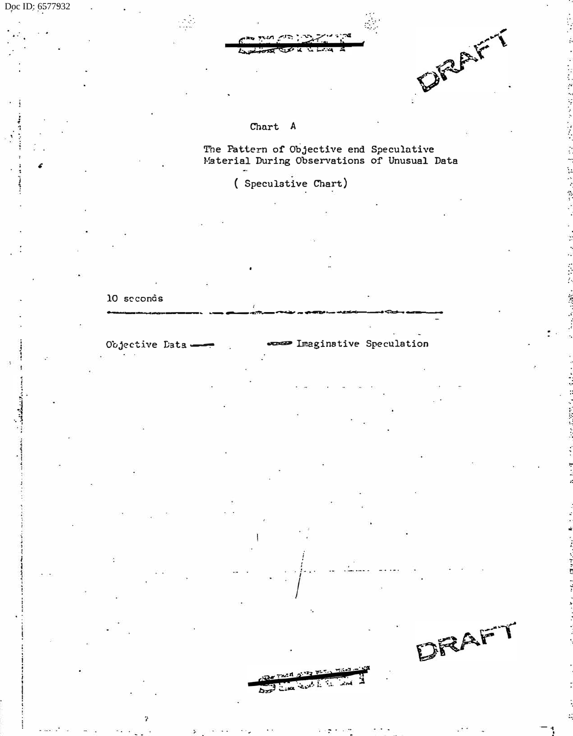DRAFT

Chart A

The Pattern of Objective end Speculative Material During Observations of Unusual Data

( Speculative Chart)

10 seconds

Objective Data ——     ▬ Imaginative Speculation

DRAFT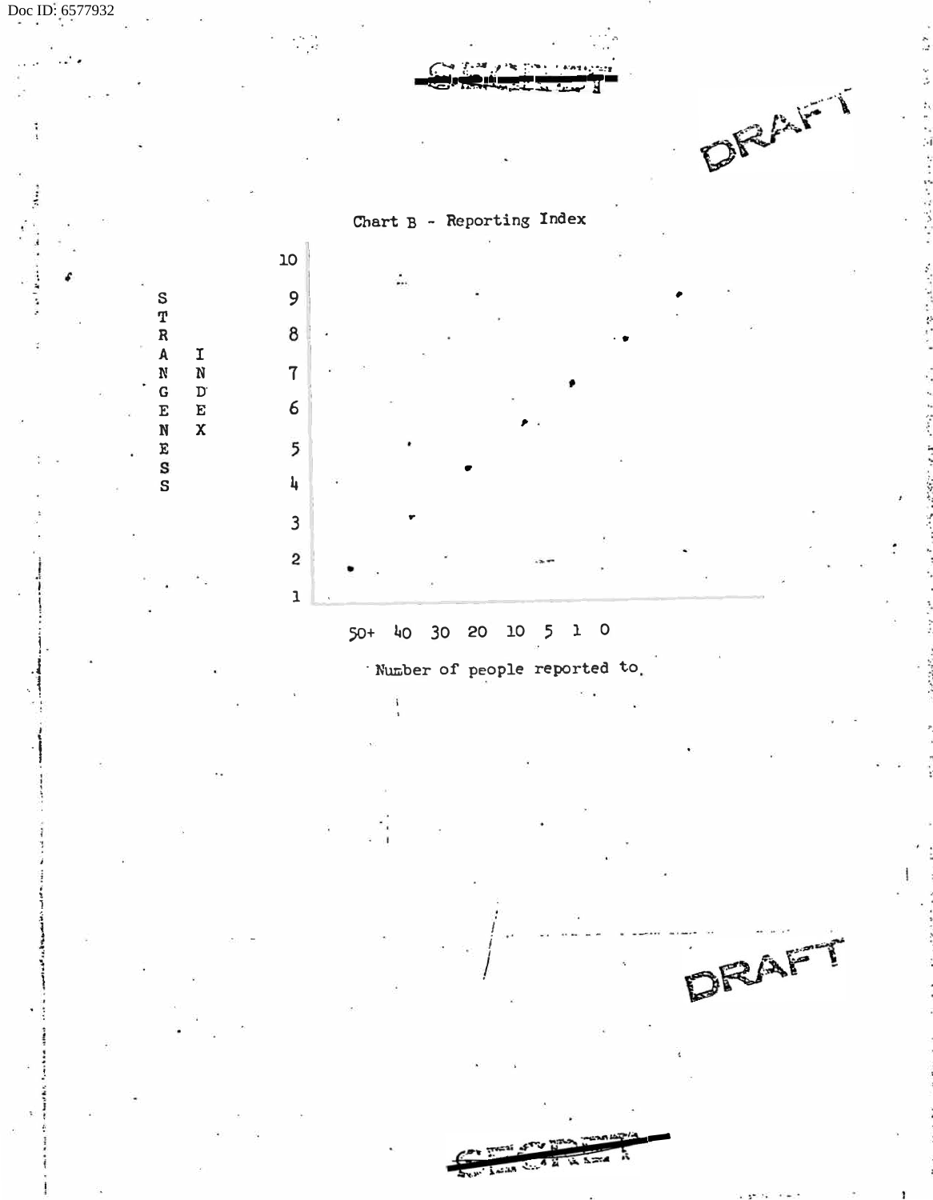DRAFT

Chart B - Reporting Index

STRANGENESS INDEX

10
9
8
7
6
5
4
3
2
1

50+ 40 30 20 10 5 1 0

Number of people reported to.

DRAFT